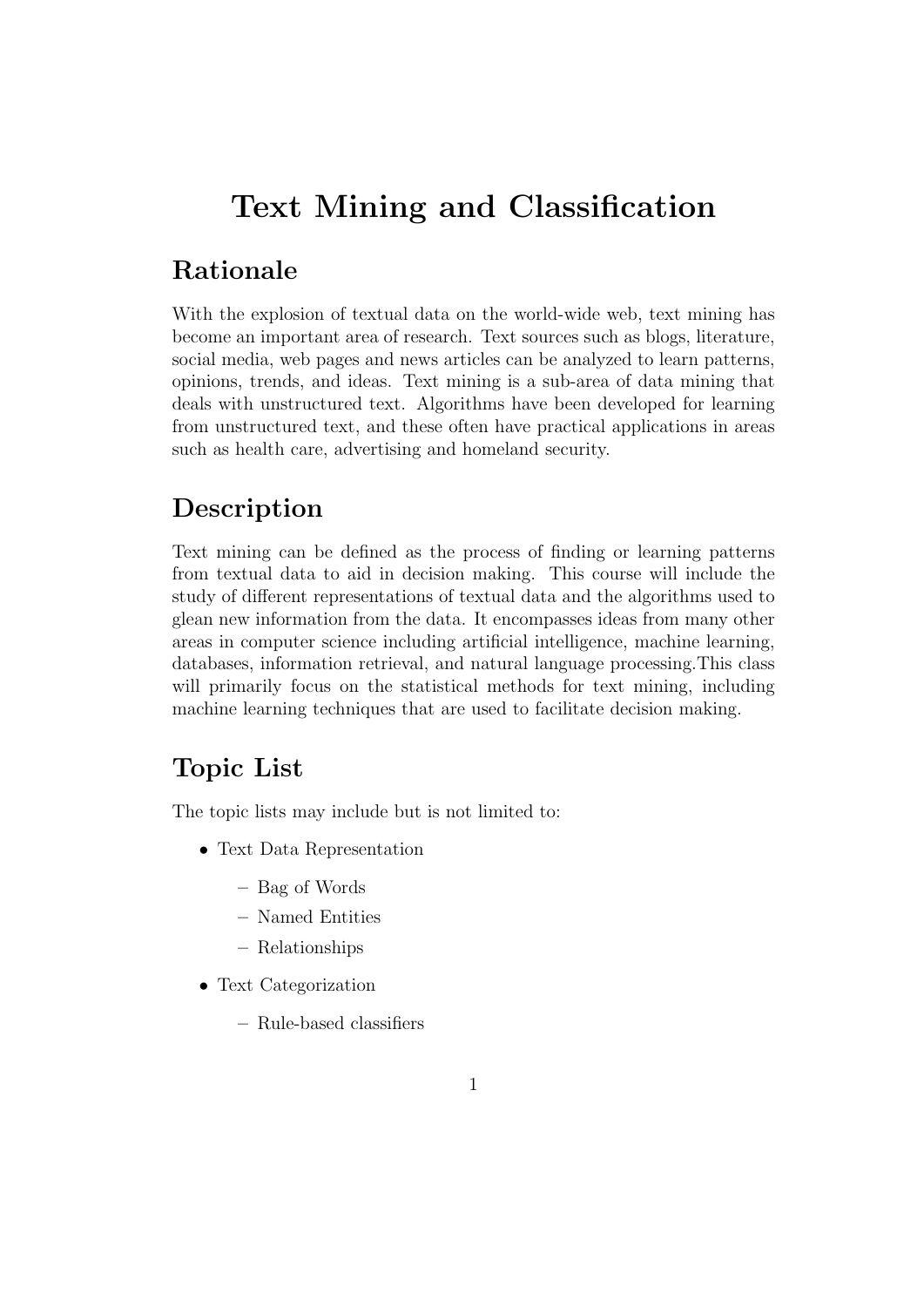# Text Mining and Classification

## Rationale

With the explosion of textual data on the world-wide web, text mining has become an important area of research. Text sources such as blogs, literature, social media, web pages and news articles can be analyzed to learn patterns, opinions, trends, and ideas. Text mining is a sub-area of data mining that deals with unstructured text. Algorithms have been developed for learning from unstructured text, and these often have practical applications in areas such as health care, advertising and homeland security.

## Description

Text mining can be defined as the process of finding or learning patterns from textual data to aid in decision making. This course will include the study of different representations of textual data and the algorithms used to glean new information from the data. It encompasses ideas from many other areas in computer science including artificial intelligence, machine learning, databases, information retrieval, and natural language processing.This class will primarily focus on the statistical methods for text mining, including machine learning techniques that are used to facilitate decision making.

## Topic List

The topic lists may include but is not limited to:

- Text Data Representation
  - Bag of Words
  - Named Entities
  - Relationships
- Text Categorization
  - Rule-based classifiers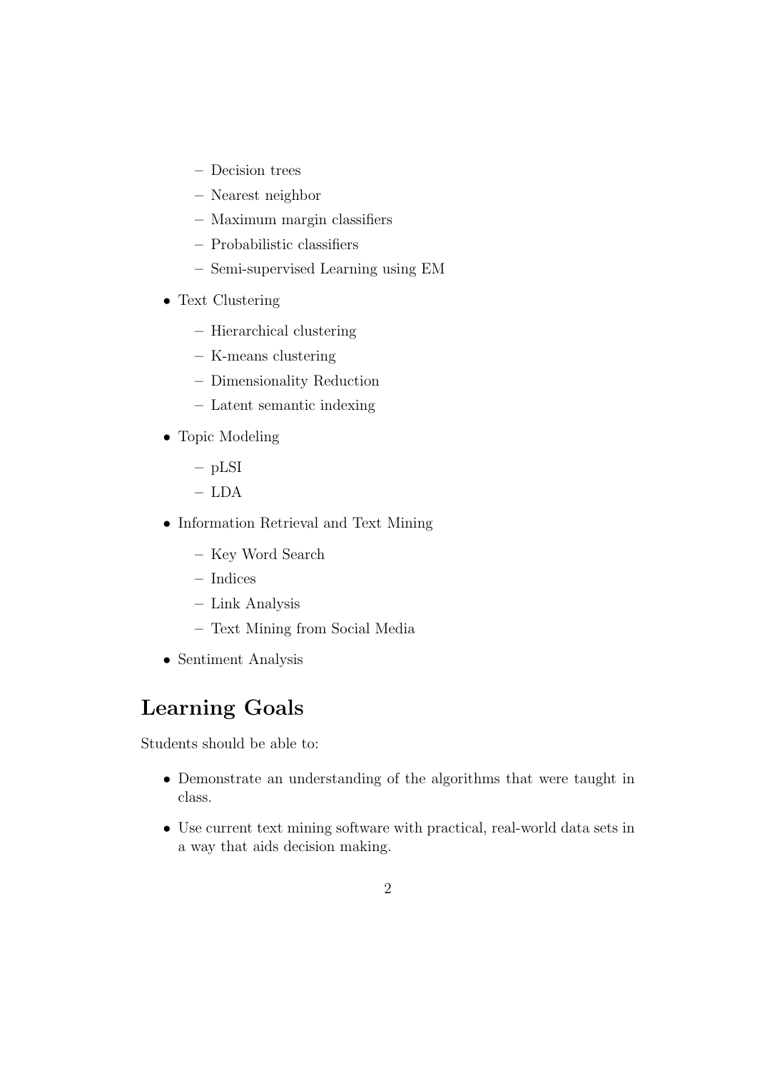- Decision trees
  - Nearest neighbor
  - Maximum margin classifiers
  - Probabilistic classifiers
  - Semi-supervised Learning using EM
- Text Clustering
  - Hierarchical clustering
  - K-means clustering
  - Dimensionality Reduction
  - Latent semantic indexing
- Topic Modeling
  - pLSI
  - LDA
- Information Retrieval and Text Mining
  - Key Word Search
  - Indices
  - Link Analysis
  - Text Mining from Social Media
- Sentiment Analysis

## Learning Goals

Students should be able to:

- Demonstrate an understanding of the algorithms that were taught in class.
- Use current text mining software with practical, real-world data sets in a way that aids decision making.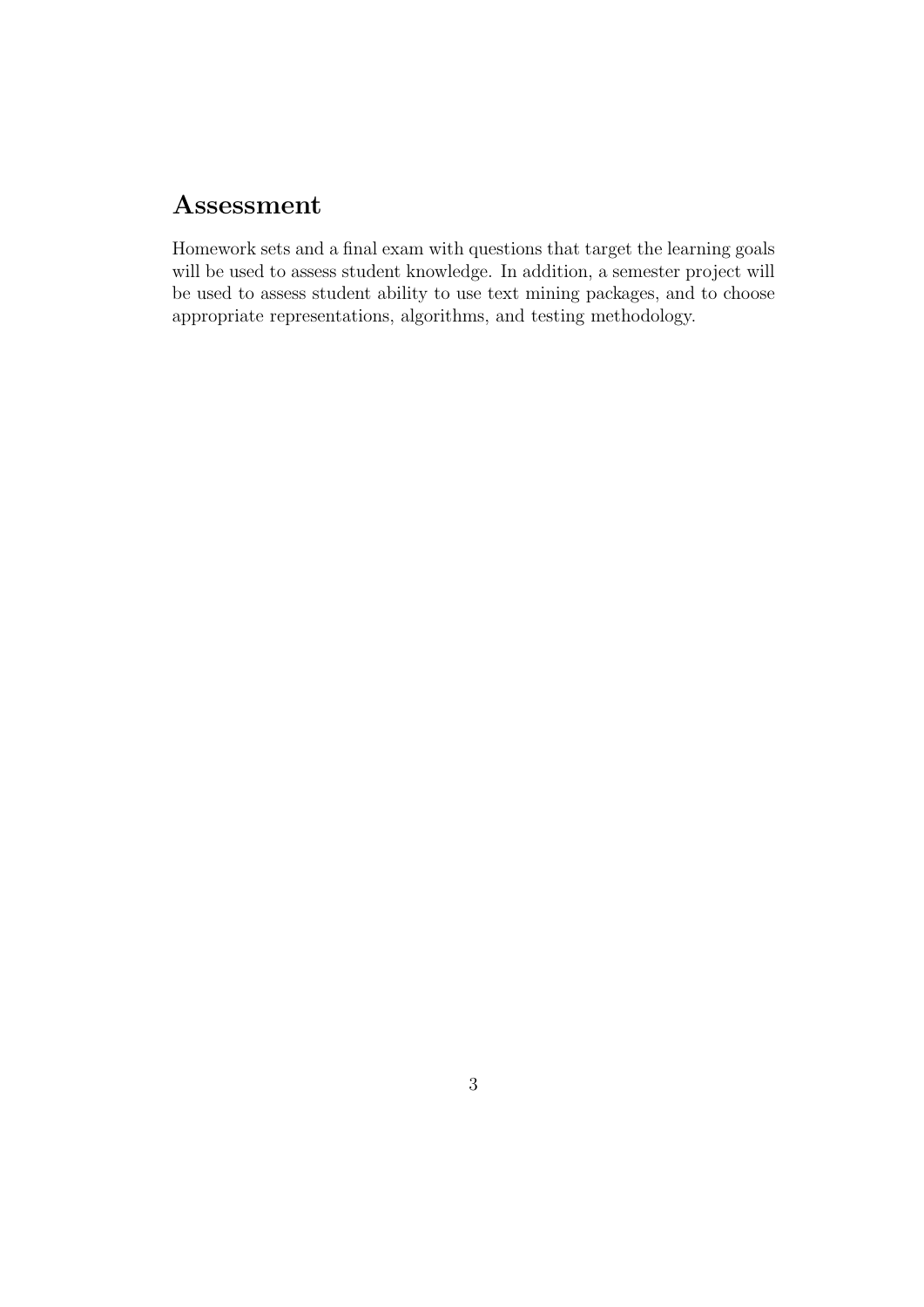## Assessment

Homework sets and a final exam with questions that target the learning goals will be used to assess student knowledge. In addition, a semester project will be used to assess student ability to use text mining packages, and to choose appropriate representations, algorithms, and testing methodology.